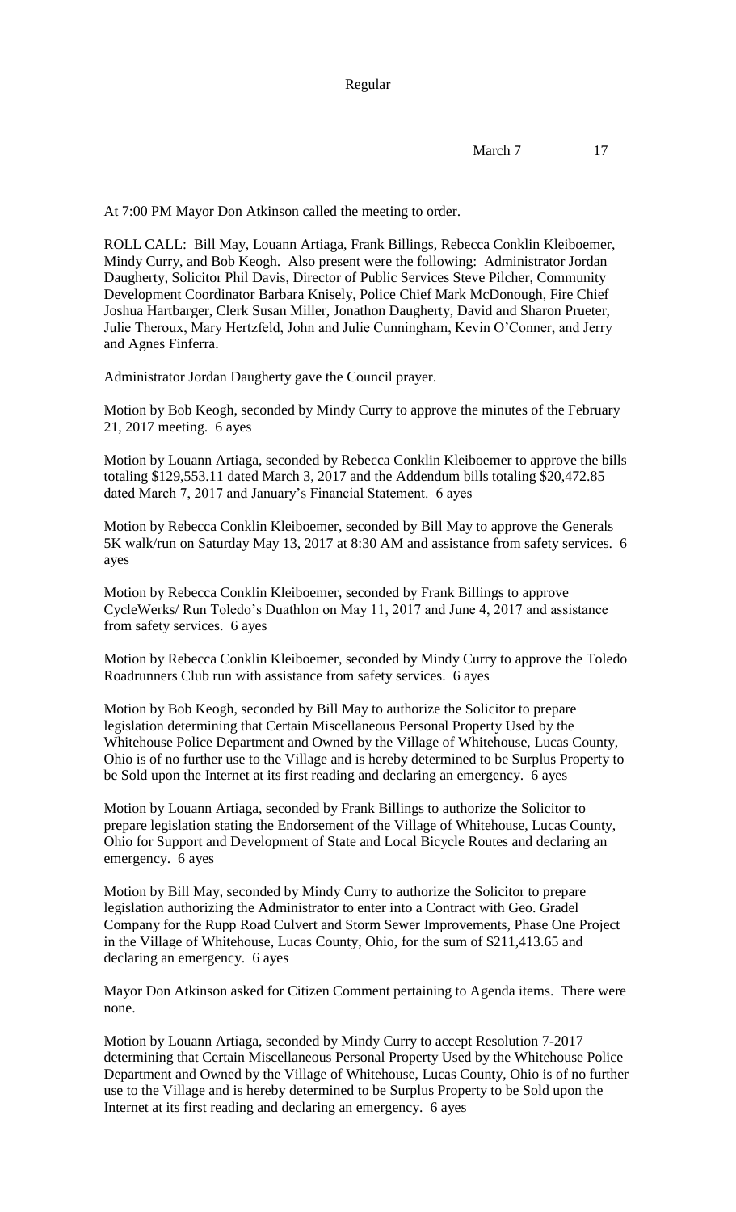Regular

March 7 17

At 7:00 PM Mayor Don Atkinson called the meeting to order.

ROLL CALL: Bill May, Louann Artiaga, Frank Billings, Rebecca Conklin Kleiboemer, Mindy Curry, and Bob Keogh. Also present were the following: Administrator Jordan Daugherty, Solicitor Phil Davis, Director of Public Services Steve Pilcher, Community Development Coordinator Barbara Knisely, Police Chief Mark McDonough, Fire Chief Joshua Hartbarger, Clerk Susan Miller, Jonathon Daugherty, David and Sharon Prueter, Julie Theroux, Mary Hertzfeld, John and Julie Cunningham, Kevin O'Conner, and Jerry and Agnes Finferra.

Administrator Jordan Daugherty gave the Council prayer.

Motion by Bob Keogh, seconded by Mindy Curry to approve the minutes of the February 21, 2017 meeting. 6 ayes

Motion by Louann Artiaga, seconded by Rebecca Conklin Kleiboemer to approve the bills totaling $129,553.11 dated March 3, 2017 and the Addendum bills totaling $20,472.85 dated March 7, 2017 and January's Financial Statement. 6 ayes

Motion by Rebecca Conklin Kleiboemer, seconded by Bill May to approve the Generals 5K walk/run on Saturday May 13, 2017 at 8:30 AM and assistance from safety services. 6 ayes

Motion by Rebecca Conklin Kleiboemer, seconded by Frank Billings to approve CycleWerks/ Run Toledo's Duathlon on May 11, 2017 and June 4, 2017 and assistance from safety services. 6 ayes

Motion by Rebecca Conklin Kleiboemer, seconded by Mindy Curry to approve the Toledo Roadrunners Club run with assistance from safety services. 6 ayes

Motion by Bob Keogh, seconded by Bill May to authorize the Solicitor to prepare legislation determining that Certain Miscellaneous Personal Property Used by the Whitehouse Police Department and Owned by the Village of Whitehouse, Lucas County, Ohio is of no further use to the Village and is hereby determined to be Surplus Property to be Sold upon the Internet at its first reading and declaring an emergency. 6 ayes

Motion by Louann Artiaga, seconded by Frank Billings to authorize the Solicitor to prepare legislation stating the Endorsement of the Village of Whitehouse, Lucas County, Ohio for Support and Development of State and Local Bicycle Routes and declaring an emergency. 6 ayes

Motion by Bill May, seconded by Mindy Curry to authorize the Solicitor to prepare legislation authorizing the Administrator to enter into a Contract with Geo. Gradel Company for the Rupp Road Culvert and Storm Sewer Improvements, Phase One Project in the Village of Whitehouse, Lucas County, Ohio, for the sum of $211,413.65 and declaring an emergency. 6 ayes

Mayor Don Atkinson asked for Citizen Comment pertaining to Agenda items. There were none.

Motion by Louann Artiaga, seconded by Mindy Curry to accept Resolution 7-2017 determining that Certain Miscellaneous Personal Property Used by the Whitehouse Police Department and Owned by the Village of Whitehouse, Lucas County, Ohio is of no further use to the Village and is hereby determined to be Surplus Property to be Sold upon the Internet at its first reading and declaring an emergency. 6 ayes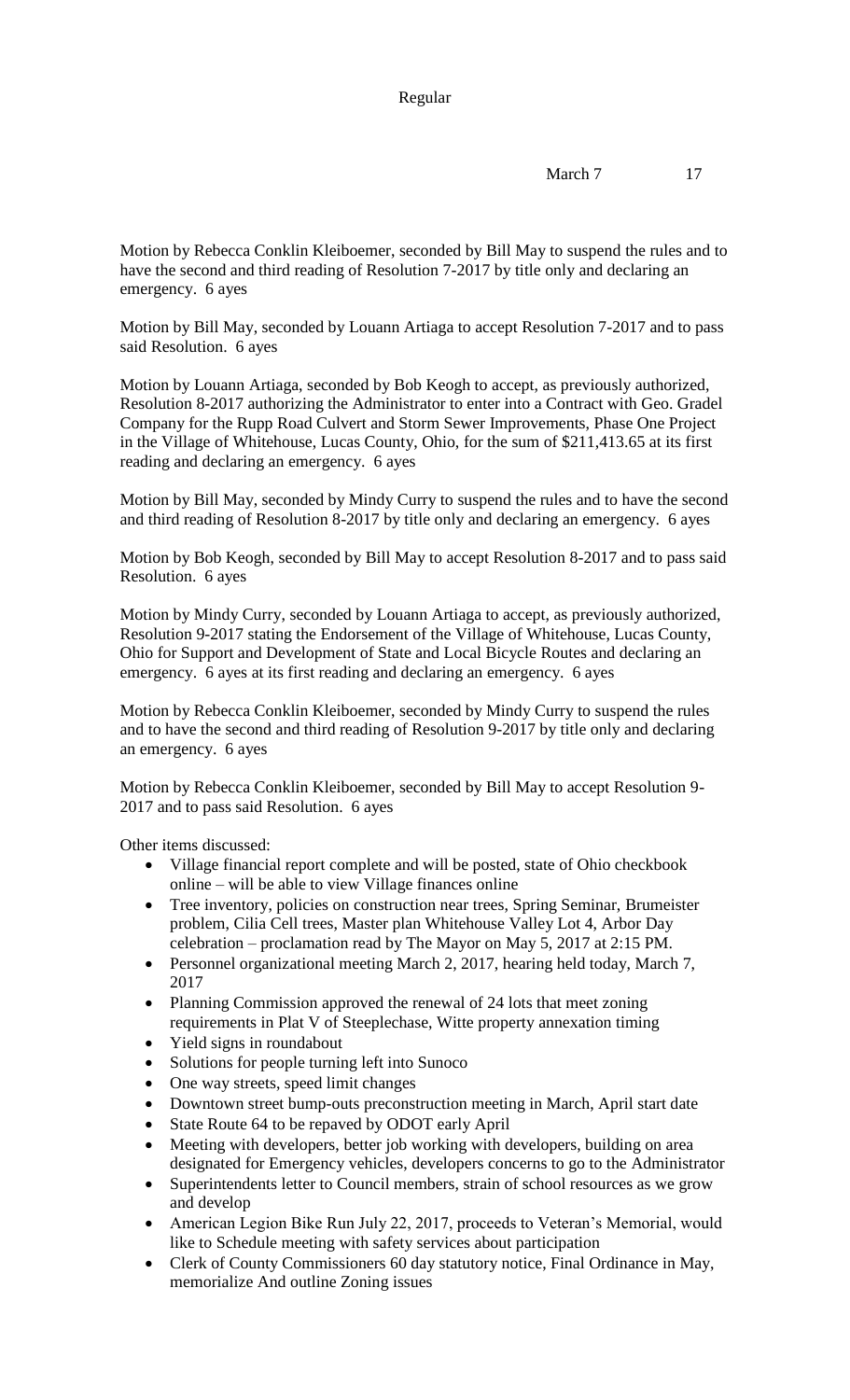Motion by Rebecca Conklin Kleiboemer, seconded by Bill May to suspend the rules and to have the second and third reading of Resolution 7-2017 by title only and declaring an emergency. 6 ayes

Motion by Bill May, seconded by Louann Artiaga to accept Resolution 7-2017 and to pass said Resolution. 6 ayes

Motion by Louann Artiaga, seconded by Bob Keogh to accept, as previously authorized, Resolution 8-2017 authorizing the Administrator to enter into a Contract with Geo. Gradel Company for the Rupp Road Culvert and Storm Sewer Improvements, Phase One Project in the Village of Whitehouse, Lucas County, Ohio, for the sum of $211,413.65 at its first reading and declaring an emergency. 6 ayes

Motion by Bill May, seconded by Mindy Curry to suspend the rules and to have the second and third reading of Resolution 8-2017 by title only and declaring an emergency. 6 ayes

Motion by Bob Keogh, seconded by Bill May to accept Resolution 8-2017 and to pass said Resolution. 6 ayes

Motion by Mindy Curry, seconded by Louann Artiaga to accept, as previously authorized, Resolution 9-2017 stating the Endorsement of the Village of Whitehouse, Lucas County, Ohio for Support and Development of State and Local Bicycle Routes and declaring an emergency. 6 ayes at its first reading and declaring an emergency. 6 ayes

Motion by Rebecca Conklin Kleiboemer, seconded by Mindy Curry to suspend the rules and to have the second and third reading of Resolution 9-2017 by title only and declaring an emergency. 6 ayes

Motion by Rebecca Conklin Kleiboemer, seconded by Bill May to accept Resolution 9-2017 and to pass said Resolution. 6 ayes

Other items discussed:

- Village financial report complete and will be posted, state of Ohio checkbook online – will be able to view Village finances online
- Tree inventory, policies on construction near trees, Spring Seminar, Brumeister problem, Cilia Cell trees, Master plan Whitehouse Valley Lot 4, Arbor Day celebration – proclamation read by The Mayor on May 5, 2017 at 2:15 PM.
- Personnel organizational meeting March 2, 2017, hearing held today, March 7, 2017
- Planning Commission approved the renewal of 24 lots that meet zoning requirements in Plat V of Steeplechase, Witte property annexation timing
- Yield signs in roundabout
- Solutions for people turning left into Sunoco
- One way streets, speed limit changes
- Downtown street bump-outs preconstruction meeting in March, April start date
- State Route 64 to be repaved by ODOT early April
- Meeting with developers, better job working with developers, building on area designated for Emergency vehicles, developers concerns to go to the Administrator
- Superintendents letter to Council members, strain of school resources as we grow and develop
- American Legion Bike Run July 22, 2017, proceeds to Veteran's Memorial, would like to Schedule meeting with safety services about participation
- Clerk of County Commissioners 60 day statutory notice, Final Ordinance in May, memorialize And outline Zoning issues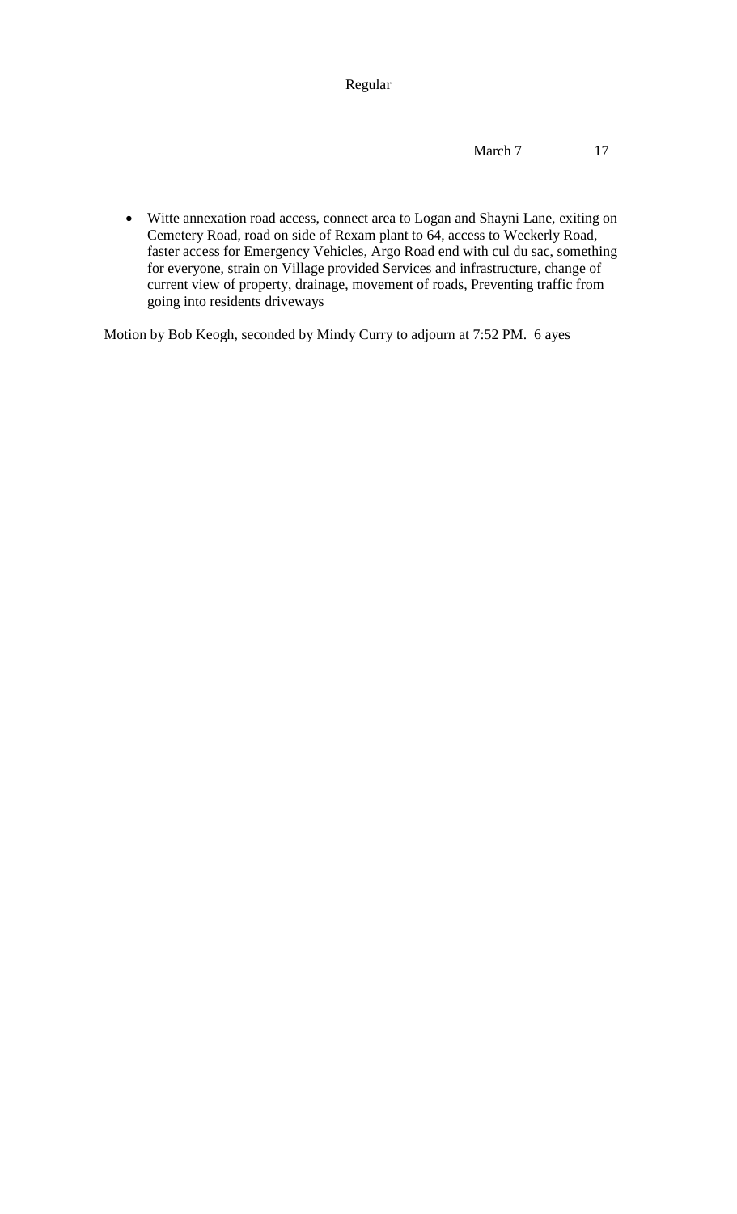- Witte annexation road access, connect area to Logan and Shayni Lane, exiting on Cemetery Road, road on side of Rexam plant to 64, access to Weckerly Road, faster access for Emergency Vehicles, Argo Road end with cul du sac, something for everyone, strain on Village provided Services and infrastructure, change of current view of property, drainage, movement of roads, Preventing traffic from going into residents driveways

Motion by Bob Keogh, seconded by Mindy Curry to adjourn at 7:52 PM. 6 ayes